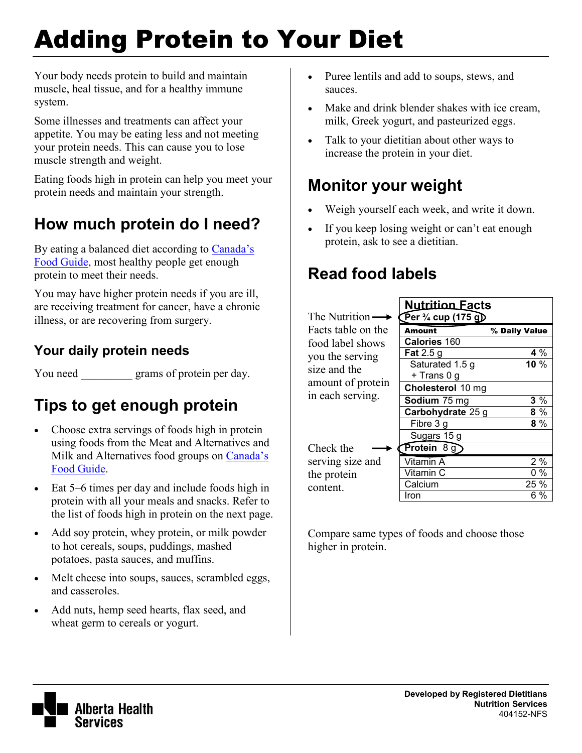# Adding Protein to Your Diet

Your body needs protein to build and maintain muscle, heal tissue, and for a healthy immune system.

Some illnesses and treatments can affect your appetite. You may be eating less and not meeting your protein needs. This can cause you to lose muscle strength and weight.

Eating foods high in protein can help you meet your protein needs and maintain your strength.

## How much protein do I need?

By eating a balanced diet according to Canada's Food Guide, most healthy people get enough protein to meet their needs.

You may have higher protein needs if you are ill, are receiving treatment for cancer, have a chronic illness, or are recovering from surgery.

### Your daily protein needs

You need _________ grams of protein per day.

## Tips to get enough protein

- Choose extra servings of foods high in protein using foods from the Meat and Alternatives and Milk and Alternatives food groups on Canada's Food Guide.
- Eat 5–6 times per day and include foods high in protein with all your meals and snacks. Refer to the list of foods high in protein on the next page.
- Add soy protein, whey protein, or milk powder to hot cereals, soups, puddings, mashed potatoes, pasta sauces, and muffins.
- Melt cheese into soups, sauces, scrambled eggs, and casseroles.
- Add nuts, hemp seed hearts, flax seed, and wheat germ to cereals or yogurt.
- Puree lentils and add to soups, stews, and sauces.
- Make and drink blender shakes with ice cream, milk, Greek yogurt, and pasteurized eggs.
- Talk to your dietitian about other ways to increase the protein in your diet.

## Monitor your weight

- Weigh yourself each week, and write it down.
- If you keep losing weight or can't eat enough protein, ask to see a dietitian.

## Read food labels

The Nutrition Facts table on the food label shows you the serving size and the amount of protein in each serving.

Check the serving size and the protein content.

| **Nutrition Facts** Per ¾ cup (175 g) | |
|---|---|
| **Amount** | **% Daily Value** |
| **Calories** 160 | |
| **Fat** 2.5 g | **4** % |
| Saturated 1.5 g + Trans 0 g | **10** % |
| **Cholesterol** 10 mg | |
| **Sodium** 75 mg | **3** % |
| **Carbohydrate** 25 g | **8** % |
| Fibre 3 g | **8** % |
| Sugars 15 g | |
| **Protein** 8 g | |
| Vitamin A | 2 % |
| Vitamin C | 0 % |
| Calcium | 25 % |
| Iron | 6 % |

Compare same types of foods and choose those higher in protein.

Alberta Health Services

**Developed by Registered Dietitians**
**Nutrition Services**
404152-NFS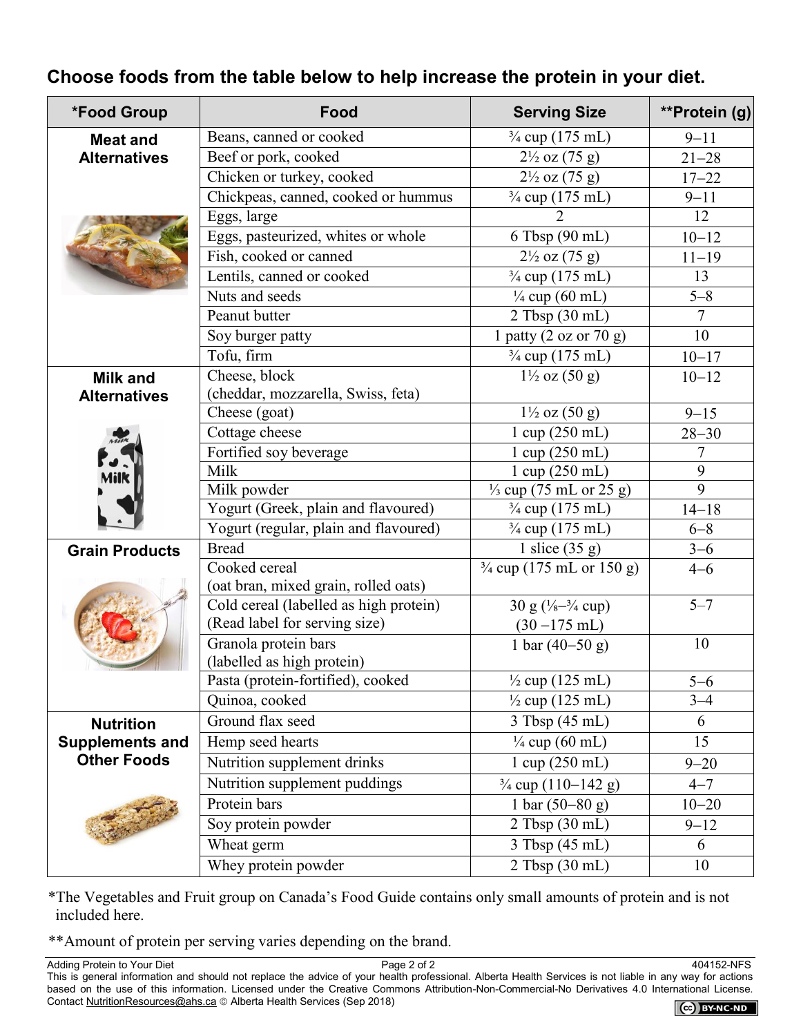## Choose foods from the table below to help increase the protein in your diet.

| *Food Group | Food | Serving Size | **Protein (g) |
|---|---|---|---|
| Meat and Alternatives | Beans, canned or cooked | ¾ cup (175 mL) | 9–11 |
| | Beef or pork, cooked | 2½ oz (75 g) | 21–28 |
| | Chicken or turkey, cooked | 2½ oz (75 g) | 17–22 |
| | Chickpeas, canned, cooked or hummus | ¾ cup (175 mL) | 9–11 |
| | Eggs, large | 2 | 12 |
| | Eggs, pasteurized, whites or whole | 6 Tbsp (90 mL) | 10–12 |
| | Fish, cooked or canned | 2½ oz (75 g) | 11–19 |
| | Lentils, canned or cooked | ¾ cup (175 mL) | 13 |
| | Nuts and seeds | ¼ cup (60 mL) | 5–8 |
| | Peanut butter | 2 Tbsp (30 mL) | 7 |
| | Soy burger patty | 1 patty (2 oz or 70 g) | 10 |
| | Tofu, firm | ¾ cup (175 mL) | 10–17 |
| Milk and Alternatives | Cheese, block (cheddar, mozzarella, Swiss, feta) | 1½ oz (50 g) | 10–12 |
| | Cheese (goat) | 1½ oz (50 g) | 9–15 |
| | Cottage cheese | 1 cup (250 mL) | 28–30 |
| | Fortified soy beverage | 1 cup (250 mL) | 7 |
| | Milk | 1 cup (250 mL) | 9 |
| | Milk powder | ⅓ cup (75 mL or 25 g) | 9 |
| | Yogurt (Greek, plain and flavoured) | ¾ cup (175 mL) | 14–18 |
| | Yogurt (regular, plain and flavoured) | ¾ cup (175 mL) | 6–8 |
| Grain Products | Bread | 1 slice (35 g) | 3–6 |
| | Cooked cereal (oat bran, mixed grain, rolled oats) | ¾ cup (175 mL or 150 g) | 4–6 |
| | Cold cereal (labelled as high protein) (Read label for serving size) | 30 g (⅛–¾ cup) (30 –175 mL) | 5–7 |
| | Granola protein bars (labelled as high protein) | 1 bar (40–50 g) | 10 |
| | Pasta (protein-fortified), cooked | ½ cup (125 mL) | 5–6 |
| | Quinoa, cooked | ½ cup (125 mL) | 3–4 |
| Nutrition Supplements and Other Foods | Ground flax seed | 3 Tbsp (45 mL) | 6 |
| | Hemp seed hearts | ¼ cup (60 mL) | 15 |
| | Nutrition supplement drinks | 1 cup (250 mL) | 9–20 |
| | Nutrition supplement puddings | ¾ cup (110–142 g) | 4–7 |
| | Protein bars | 1 bar (50–80 g) | 10–20 |
| | Soy protein powder | 2 Tbsp (30 mL) | 9–12 |
| | Wheat germ | 3 Tbsp (45 mL) | 6 |
| | Whey protein powder | 2 Tbsp (30 mL) | 10 |

*The Vegetables and Fruit group on Canada's Food Guide contains only small amounts of protein and is not included here.

**Amount of protein per serving varies depending on the brand.

This is general information and should not replace the advice of your health professional. Alberta Health Services is not liable in any way for actions based on the use of this information. Licensed under the Creative Commons Attribution-Non-Commercial-No Derivatives 4.0 International License. Contact NutritionResources@ahs.ca © Alberta Health Services (Sep 2018)